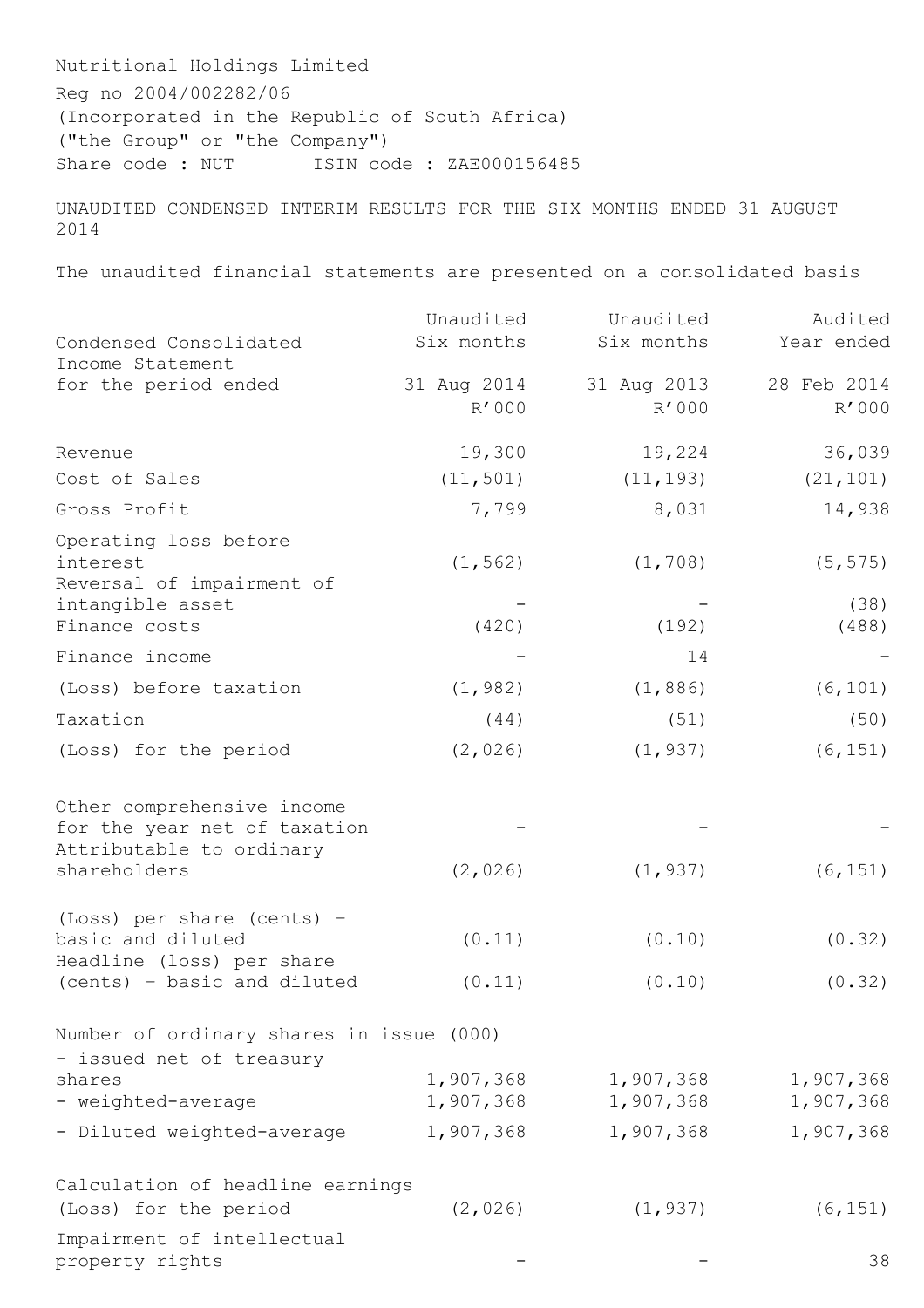Nutritional Holdings Limited

Reg no 2004/002282/06

(Incorporated in the Republic of South Africa)

("the Group" or "the Company")

Share code : NUT ISIN code : ZAE000156485

UNAUDITED CONDENSED INTERIM RESULTS FOR THE SIX MONTHS ENDED 31 AUGUST 2014

The unaudited financial statements are presented on a consolidated basis

| Condensed Consolidated Income Statement for the period ended | Unaudited Six months 31 Aug 2014 R'000 | Unaudited Six months 31 Aug 2013 R'000 | Audited Year ended 28 Feb 2014 R'000 |
|---|---|---|---|
| Revenue | 19,300 | 19,224 | 36,039 |
| Cost of Sales | (11,501) | (11,193) | (21,101) |
| Gross Profit | 7,799 | 8,031 | 14,938 |
| Operating loss before interest | (1,562) | (1,708) | (5,575) |
| Reversal of impairment of intangible asset | - | - | (38) |
| Finance costs | (420) | (192) | (488) |
| Finance income | - | 14 | - |
| (Loss) before taxation | (1,982) | (1,886) | (6,101) |
| Taxation | (44) | (51) | (50) |
| (Loss) for the period | (2,026) | (1,937) | (6,151) |
| | | | |
| Other comprehensive income for the year net of taxation | - | - | - |
| Attributable to ordinary shareholders | (2,026) | (1,937) | (6,151) |
| | | | |
| (Loss) per share (cents) - basic and diluted | (0.11) | (0.10) | (0.32) |
| Headline (loss) per share (cents) - basic and diluted | (0.11) | (0.10) | (0.32) |
| | | | |
| Number of ordinary shares in issue (000) | | | |
| - issued net of treasury shares | 1,907,368 | 1,907,368 | 1,907,368 |
| - weighted-average | 1,907,368 | 1,907,368 | 1,907,368 |
| - Diluted weighted-average | 1,907,368 | 1,907,368 | 1,907,368 |
| | | | |
| Calculation of headline earnings | | | |
| (Loss) for the period | (2,026) | (1,937) | (6,151) |
| Impairment of intellectual property rights | - | - | 38 |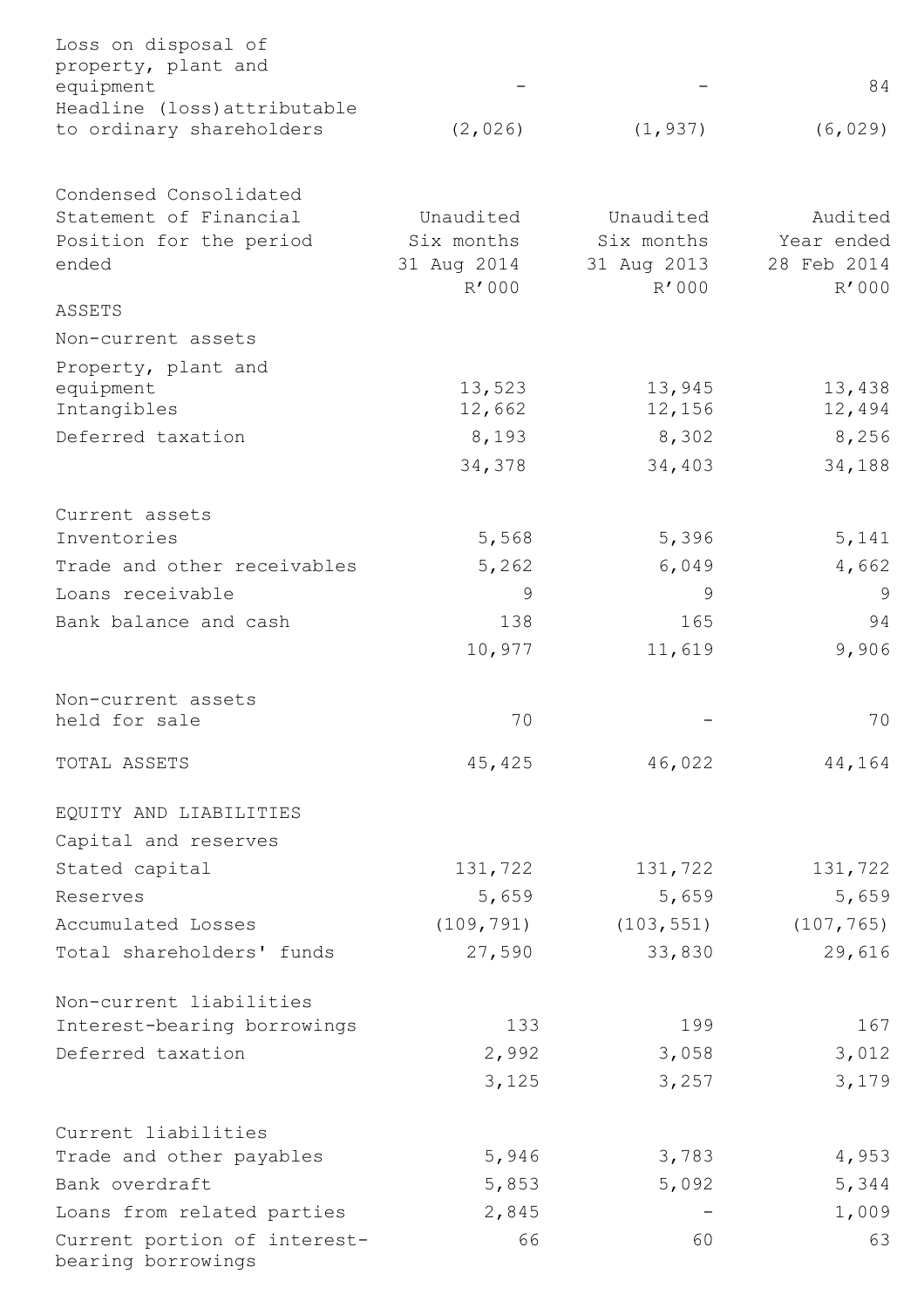| | | | |
|---|---|---|---|
| Loss on disposal of property, plant and equipment | - | - | 84 |
| Headline (loss)attributable to ordinary shareholders | (2,026) | (1,937) | (6,029) |

| Condensed Consolidated Statement of Financial Position for the period ended | Unaudited Six months 31 Aug 2014 R'000 | Unaudited Six months 31 Aug 2013 R'000 | Audited Year ended 28 Feb 2014 R'000 |
|---|---|---|---|
| ASSETS | | | |
| Non-current assets | | | |
| Property, plant and equipment | 13,523 | 13,945 | 13,438 |
| Intangibles | 12,662 | 12,156 | 12,494 |
| Deferred taxation | 8,193 | 8,302 | 8,256 |
| | 34,378 | 34,403 | 34,188 |
| Current assets | | | |
| Inventories | 5,568 | 5,396 | 5,141 |
| Trade and other receivables | 5,262 | 6,049 | 4,662 |
| Loans receivable | 9 | 9 | 9 |
| Bank balance and cash | 138 | 165 | 94 |
| | 10,977 | 11,619 | 9,906 |
| Non-current assets held for sale | 70 | - | 70 |
| TOTAL ASSETS | 45,425 | 46,022 | 44,164 |
| EQUITY AND LIABILITIES | | | |
| Capital and reserves | | | |
| Stated capital | 131,722 | 131,722 | 131,722 |
| Reserves | 5,659 | 5,659 | 5,659 |
| Accumulated Losses | (109,791) | (103,551) | (107,765) |
| Total shareholders' funds | 27,590 | 33,830 | 29,616 |
| Non-current liabilities | | | |
| Interest-bearing borrowings | 133 | 199 | 167 |
| Deferred taxation | 2,992 | 3,058 | 3,012 |
| | 3,125 | 3,257 | 3,179 |
| Current liabilities | | | |
| Trade and other payables | 5,946 | 3,783 | 4,953 |
| Bank overdraft | 5,853 | 5,092 | 5,344 |
| Loans from related parties | 2,845 | - | 1,009 |
| Current portion of interest-bearing borrowings | 66 | 60 | 63 |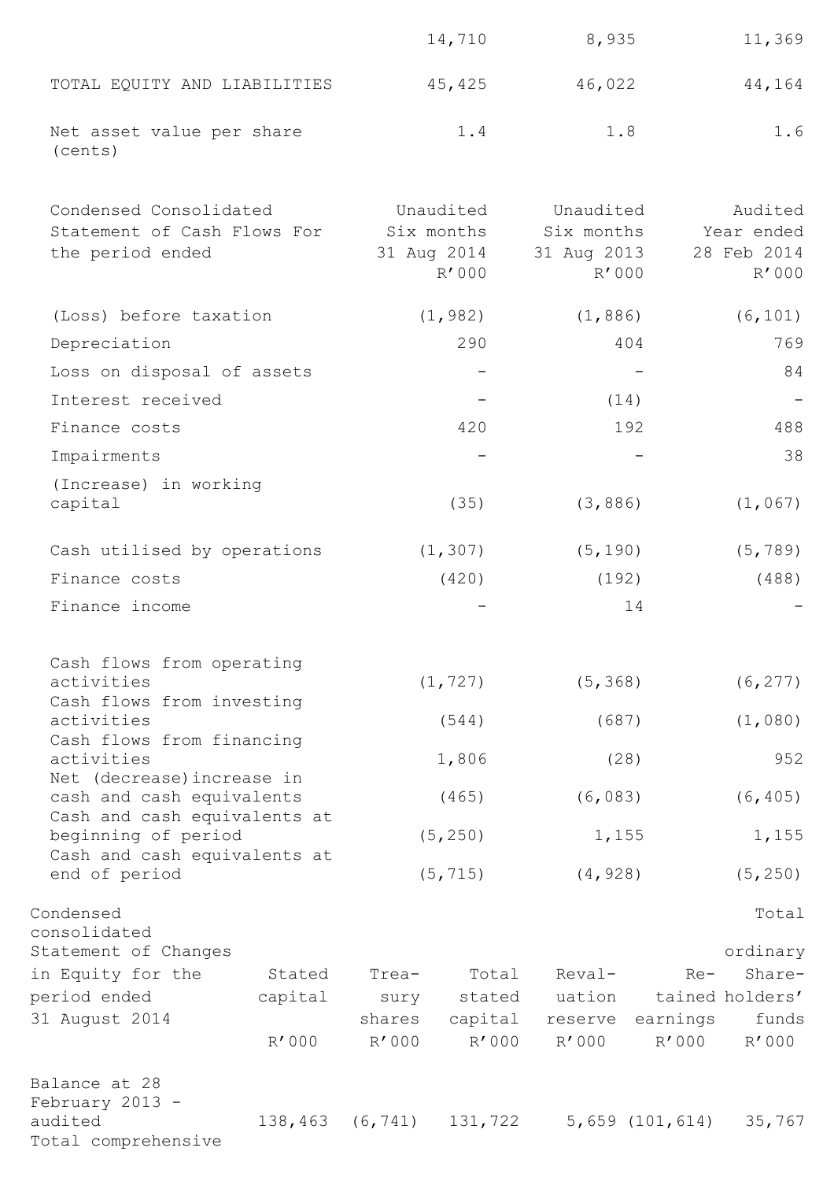| | | | |
|---|---|---|---|
| | 14,710 | 8,935 | 11,369 |
| TOTAL EQUITY AND LIABILITIES | 45,425 | 46,022 | 44,164 |
| Net asset value per share (cents) | 1.4 | 1.8 | 1.6 |

| Condensed Consolidated Statement of Cash Flows For the period ended | Unaudited Six months 31 Aug 2014 R'000 | Unaudited Six months 31 Aug 2013 R'000 | Audited Year ended 28 Feb 2014 R'000 |
|---|---|---|---|
| (Loss) before taxation | (1,982) | (1,886) | (6,101) |
| Depreciation | 290 | 404 | 769 |
| Loss on disposal of assets | - | - | 84 |
| Interest received | - | (14) | - |
| Finance costs | 420 | 192 | 488 |
| Impairments | - | - | 38 |
| (Increase) in working capital | (35) | (3,886) | (1,067) |
| Cash utilised by operations | (1,307) | (5,190) | (5,789) |
| Finance costs | (420) | (192) | (488) |
| Finance income | - | 14 | - |
| Cash flows from operating activities | (1,727) | (5,368) | (6,277) |
| Cash flows from investing activities | (544) | (687) | (1,080) |
| Cash flows from financing activities | 1,806 | (28) | 952 |
| Net (decrease)increase in cash and cash equivalents | (465) | (6,083) | (6,405) |
| Cash and cash equivalents at beginning of period | (5,250) | 1,155 | 1,155 |
| Cash and cash equivalents at end of period | (5,715) | (4,928) | (5,250) |

| Condensed consolidated Statement of Changes in Equity for the period ended 31 August 2014 | Stated capital R'000 | Treasury shares R'000 | Total stated capital R'000 | Revaluation reserve R'000 | Retained earnings R'000 | Total ordinary Shareholders' funds R'000 |
|---|---|---|---|---|---|---|
| Balance at 28 February 2013 - audited | 138,463 | (6,741) | 131,722 | 5,659 | (101,614) | 35,767 |
| Total comprehensive | | | | | | |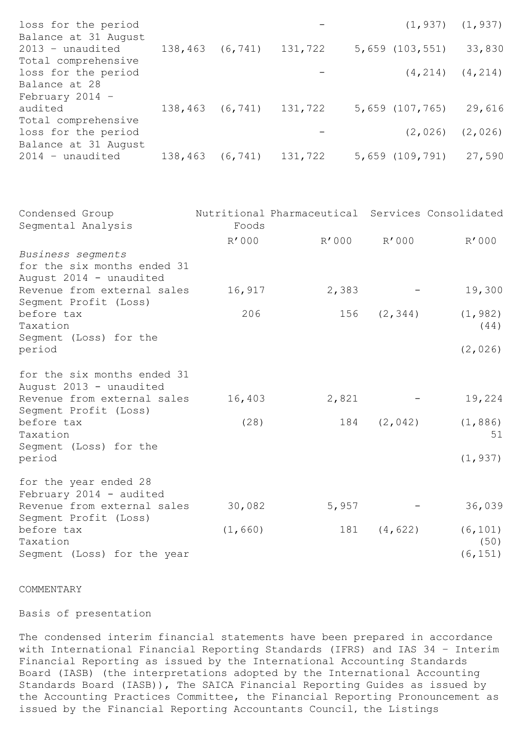| | | | | | | |
|---|---|---|---|---|---|---|
| loss for the period | | | - | | (1,937) | (1,937) |
| Balance at 31 August 2013 - unaudited | 138,463 | (6,741) | 131,722 | 5,659 | (103,551) | 33,830 |
| Total comprehensive loss for the period | | | - | | (4,214) | (4,214) |
| Balance at 28 February 2014 - audited | 138,463 | (6,741) | 131,722 | 5,659 | (107,765) | 29,616 |
| Total comprehensive loss for the period | | | - | | (2,026) | (2,026) |
| Balance at 31 August 2014 - unaudited | 138,463 | (6,741) | 131,722 | 5,659 | (109,791) | 27,590 |

| Condensed Group Segmental Analysis | Nutritional Foods | Pharmaceutical | Services | Consolidated |
|---|---|---|---|---|
| | R'000 | R'000 | R'000 | R'000 |
| *Business segments* | | | | |
| for the six months ended 31 August 2014 - unaudited | | | | |
| Revenue from external sales | 16,917 | 2,383 | - | 19,300 |
| Segment Profit (Loss) before tax | 206 | 156 | (2,344) | (1,982) |
| Taxation | | | | (44) |
| Segment (Loss) for the period | | | | (2,026) |
| for the six months ended 31 August 2013 - unaudited | | | | |
| Revenue from external sales | 16,403 | 2,821 | - | 19,224 |
| Segment Profit (Loss) before tax | (28) | 184 | (2,042) | (1,886) |
| Taxation | | | | 51 |
| Segment (Loss) for the period | | | | (1,937) |
| for the year ended 28 February 2014 - audited | | | | |
| Revenue from external sales | 30,082 | 5,957 | - | 36,039 |
| Segment Profit (Loss) before tax | (1,660) | 181 | (4,622) | (6,101) |
| Taxation | | | | (50) |
| Segment (Loss) for the year | | | | (6,151) |

COMMENTARY

Basis of presentation

The condensed interim financial statements have been prepared in accordance with International Financial Reporting Standards (IFRS) and IAS 34 - Interim Financial Reporting as issued by the International Accounting Standards Board (IASB) (the interpretations adopted by the International Accounting Standards Board (IASB)), The SAICA Financial Reporting Guides as issued by the Accounting Practices Committee, the Financial Reporting Pronouncement as issued by the Financial Reporting Accountants Council, the Listings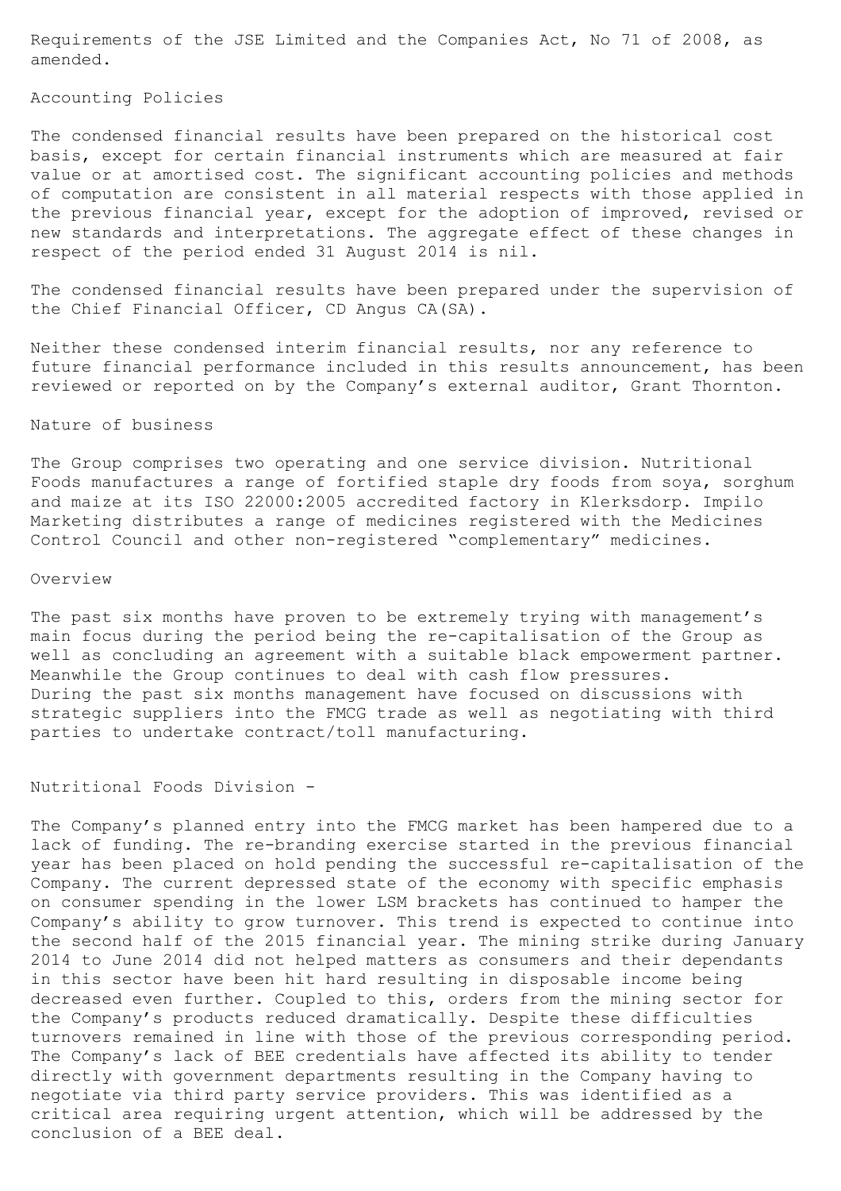Requirements of the JSE Limited and the Companies Act, No 71 of 2008, as amended.

## Accounting Policies

The condensed financial results have been prepared on the historical cost basis, except for certain financial instruments which are measured at fair value or at amortised cost. The significant accounting policies and methods of computation are consistent in all material respects with those applied in the previous financial year, except for the adoption of improved, revised or new standards and interpretations. The aggregate effect of these changes in respect of the period ended 31 August 2014 is nil.

The condensed financial results have been prepared under the supervision of the Chief Financial Officer, CD Angus CA(SA).

Neither these condensed interim financial results, nor any reference to future financial performance included in this results announcement, has been reviewed or reported on by the Company's external auditor, Grant Thornton.

## Nature of business

The Group comprises two operating and one service division. Nutritional Foods manufactures a range of fortified staple dry foods from soya, sorghum and maize at its ISO 22000:2005 accredited factory in Klerksdorp. Impilo Marketing distributes a range of medicines registered with the Medicines Control Council and other non-registered "complementary" medicines.

## Overview

The past six months have proven to be extremely trying with management's main focus during the period being the re-capitalisation of the Group as well as concluding an agreement with a suitable black empowerment partner. Meanwhile the Group continues to deal with cash flow pressures.
During the past six months management have focused on discussions with strategic suppliers into the FMCG trade as well as negotiating with third parties to undertake contract/toll manufacturing.

## Nutritional Foods Division -

The Company's planned entry into the FMCG market has been hampered due to a lack of funding. The re-branding exercise started in the previous financial year has been placed on hold pending the successful re-capitalisation of the Company. The current depressed state of the economy with specific emphasis on consumer spending in the lower LSM brackets has continued to hamper the Company's ability to grow turnover. This trend is expected to continue into the second half of the 2015 financial year. The mining strike during January 2014 to June 2014 did not helped matters as consumers and their dependants in this sector have been hit hard resulting in disposable income being decreased even further. Coupled to this, orders from the mining sector for the Company's products reduced dramatically. Despite these difficulties turnovers remained in line with those of the previous corresponding period. The Company's lack of BEE credentials have affected its ability to tender directly with government departments resulting in the Company having to negotiate via third party service providers. This was identified as a critical area requiring urgent attention, which will be addressed by the conclusion of a BEE deal.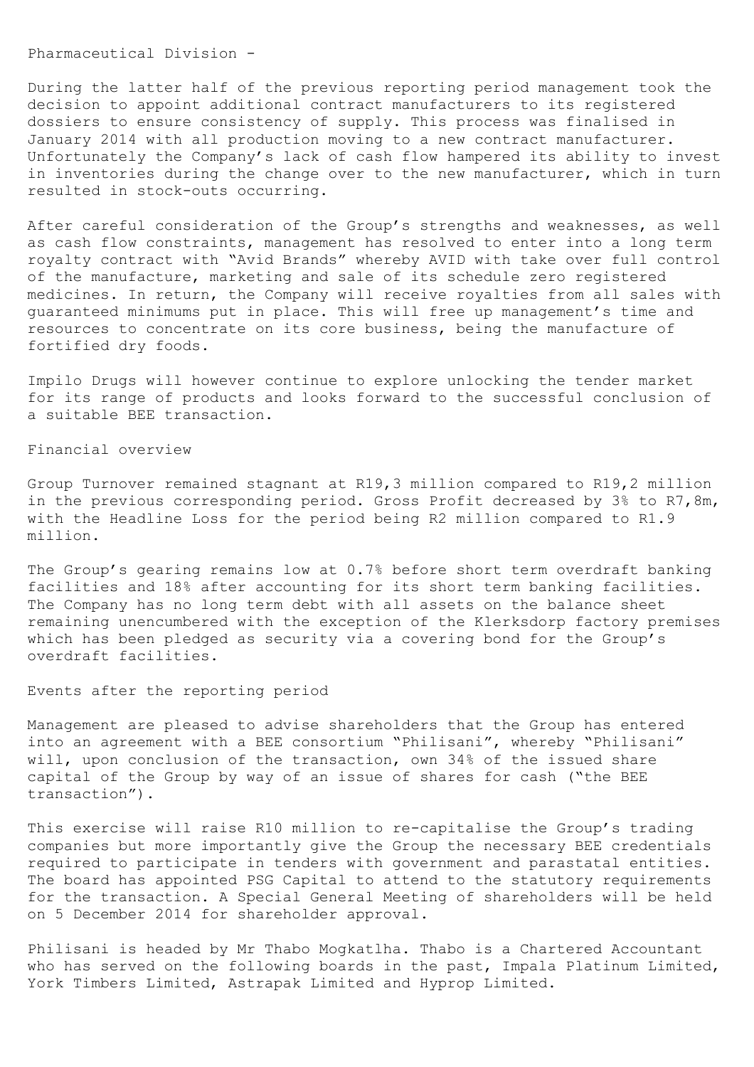## Pharmaceutical Division -

During the latter half of the previous reporting period management took the decision to appoint additional contract manufacturers to its registered dossiers to ensure consistency of supply. This process was finalised in January 2014 with all production moving to a new contract manufacturer. Unfortunately the Company's lack of cash flow hampered its ability to invest in inventories during the change over to the new manufacturer, which in turn resulted in stock-outs occurring.

After careful consideration of the Group's strengths and weaknesses, as well as cash flow constraints, management has resolved to enter into a long term royalty contract with "Avid Brands" whereby AVID with take over full control of the manufacture, marketing and sale of its schedule zero registered medicines. In return, the Company will receive royalties from all sales with guaranteed minimums put in place. This will free up management's time and resources to concentrate on its core business, being the manufacture of fortified dry foods.

Impilo Drugs will however continue to explore unlocking the tender market for its range of products and looks forward to the successful conclusion of a suitable BEE transaction.

## Financial overview

Group Turnover remained stagnant at R19,3 million compared to R19,2 million in the previous corresponding period. Gross Profit decreased by 3% to R7,8m, with the Headline Loss for the period being R2 million compared to R1.9 million.

The Group's gearing remains low at 0.7% before short term overdraft banking facilities and 18% after accounting for its short term banking facilities. The Company has no long term debt with all assets on the balance sheet remaining unencumbered with the exception of the Klerksdorp factory premises which has been pledged as security via a covering bond for the Group's overdraft facilities.

## Events after the reporting period

Management are pleased to advise shareholders that the Group has entered into an agreement with a BEE consortium "Philisani", whereby "Philisani" will, upon conclusion of the transaction, own 34% of the issued share capital of the Group by way of an issue of shares for cash ("the BEE transaction").

This exercise will raise R10 million to re-capitalise the Group's trading companies but more importantly give the Group the necessary BEE credentials required to participate in tenders with government and parastatal entities. The board has appointed PSG Capital to attend to the statutory requirements for the transaction. A Special General Meeting of shareholders will be held on 5 December 2014 for shareholder approval.

Philisani is headed by Mr Thabo Mogkatlha. Thabo is a Chartered Accountant who has served on the following boards in the past, Impala Platinum Limited, York Timbers Limited, Astrapak Limited and Hyprop Limited.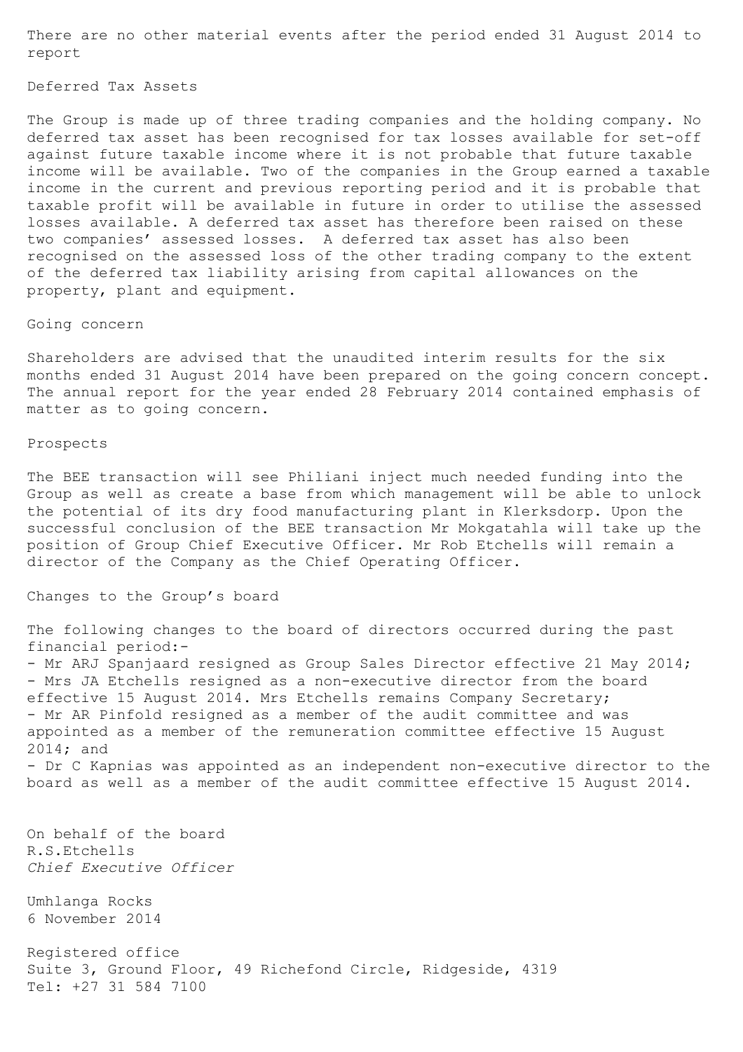There are no other material events after the period ended 31 August 2014 to report

## Deferred Tax Assets

The Group is made up of three trading companies and the holding company. No deferred tax asset has been recognised for tax losses available for set-off against future taxable income where it is not probable that future taxable income will be available. Two of the companies in the Group earned a taxable income in the current and previous reporting period and it is probable that taxable profit will be available in future in order to utilise the assessed losses available. A deferred tax asset has therefore been raised on these two companies' assessed losses. A deferred tax asset has also been recognised on the assessed loss of the other trading company to the extent of the deferred tax liability arising from capital allowances on the property, plant and equipment.

## Going concern

Shareholders are advised that the unaudited interim results for the six months ended 31 August 2014 have been prepared on the going concern concept. The annual report for the year ended 28 February 2014 contained emphasis of matter as to going concern.

## Prospects

The BEE transaction will see Philiani inject much needed funding into the Group as well as create a base from which management will be able to unlock the potential of its dry food manufacturing plant in Klerksdorp. Upon the successful conclusion of the BEE transaction Mr Mokgatahla will take up the position of Group Chief Executive Officer. Mr Rob Etchells will remain a director of the Company as the Chief Operating Officer.

## Changes to the Group's board

The following changes to the board of directors occurred during the past financial period:-

- Mr ARJ Spanjaard resigned as Group Sales Director effective 21 May 2014;
- Mrs JA Etchells resigned as a non-executive director from the board effective 15 August 2014. Mrs Etchells remains Company Secretary;
- Mr AR Pinfold resigned as a member of the audit committee and was appointed as a member of the remuneration committee effective 15 August 2014; and
- Dr C Kapnias was appointed as an independent non-executive director to the board as well as a member of the audit committee effective 15 August 2014.

On behalf of the board
R.S.Etchells
*Chief Executive Officer*

Umhlanga Rocks
6 November 2014

Registered office
Suite 3, Ground Floor, 49 Richefond Circle, Ridgeside, 4319
Tel: +27 31 584 7100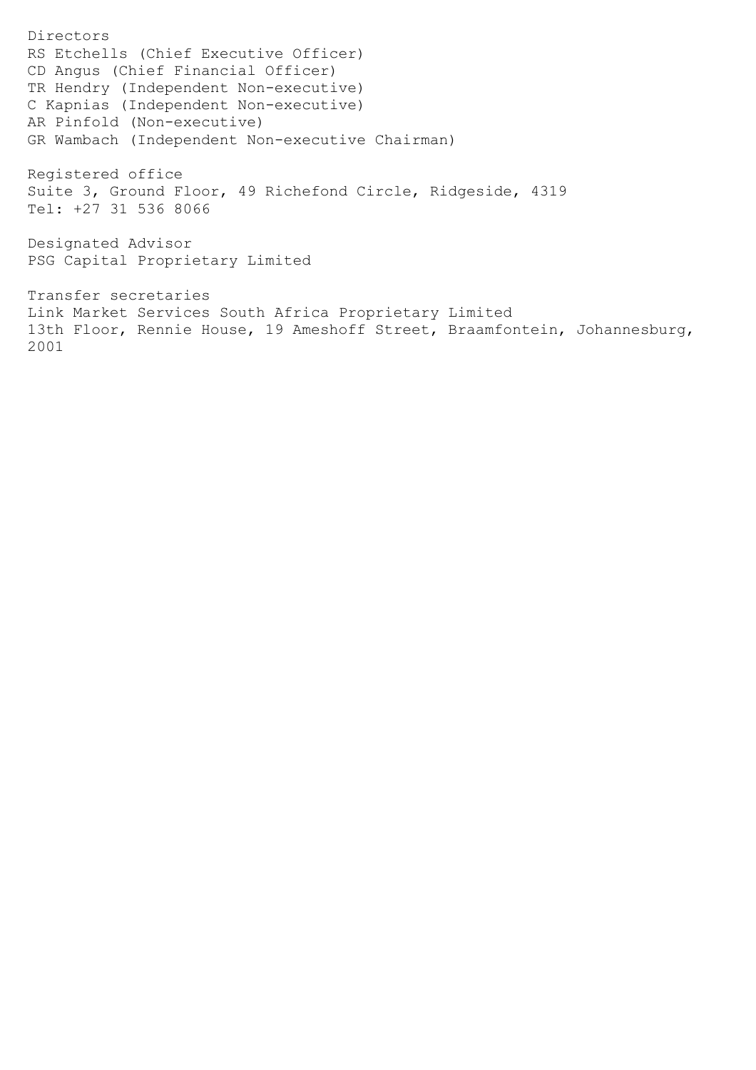Directors
RS Etchells (Chief Executive Officer)
CD Angus (Chief Financial Officer)
TR Hendry (Independent Non-executive)
C Kapnias (Independent Non-executive)
AR Pinfold (Non-executive)
GR Wambach (Independent Non-executive Chairman)

Registered office
Suite 3, Ground Floor, 49 Richefond Circle, Ridgeside, 4319
Tel: +27 31 536 8066

Designated Advisor
PSG Capital Proprietary Limited

Transfer secretaries
Link Market Services South Africa Proprietary Limited
13th Floor, Rennie House, 19 Ameshoff Street, Braamfontein, Johannesburg, 2001